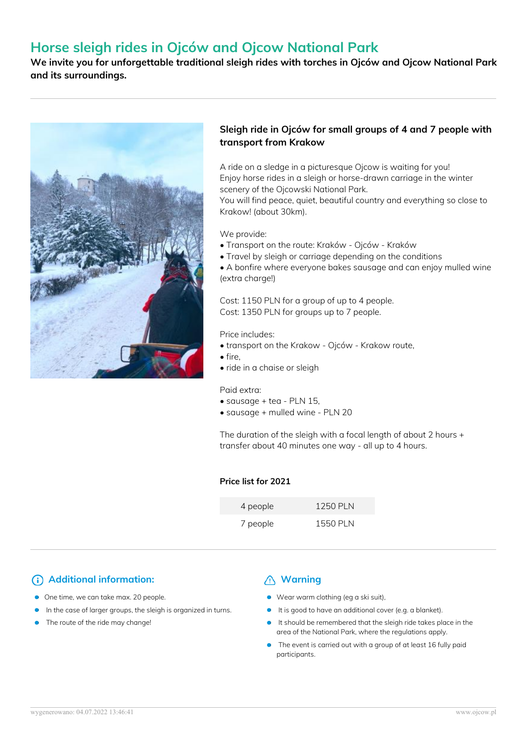# Horse sleigh rides in Ojców and Ojcow National Park

**We invite you for unforgettable traditional sleigh rides with torches in Ojców and Ojcow National Park and its surroundings.**

---

### Sleigh ride in Ojców for small groups of 4 and 7 people with transport from Krakow

A ride on a sledge in a picturesque Ojcow is waiting for you!
Enjoy horse rides in a sleigh or horse-drawn carriage in the winter scenery of the Ojcowski National Park.
You will find peace, quiet, beautiful country and everything so close to Krakow! (about 30km).

We provide:
- Transport on the route: Kraków - Ojców - Kraków
- Travel by sleigh or carriage depending on the conditions
- A bonfire where everyone bakes sausage and can enjoy mulled wine (extra charge!)

Cost: 1150 PLN for a group of up to 4 people.
Cost: 1350 PLN for groups up to 7 people.

Price includes:
- transport on the Krakow - Ojców - Krakow route,
- fire,
- ride in a chaise or sleigh

Paid extra:
- sausage + tea - PLN 15,
- sausage + mulled wine - PLN 20

The duration of the sleigh with a focal length of about 2 hours + transfer about 40 minutes one way - all up to 4 hours.

**Price list for 2021**

| | |
|---|---|
| 4 people | 1250 PLN |
| 7 people | 1550 PLN |

---

## Additional information:

- One time, we can take max. 20 people.
- In the case of larger groups, the sleigh is organized in turns.
- The route of the ride may change!

## Warning

- Wear warm clothing (eg a ski suit),
- It is good to have an additional cover (e.g. a blanket).
- It should be remembered that the sleigh ride takes place in the area of the National Park, where the regulations apply.
- The event is carried out with a group of at least 16 fully paid participants.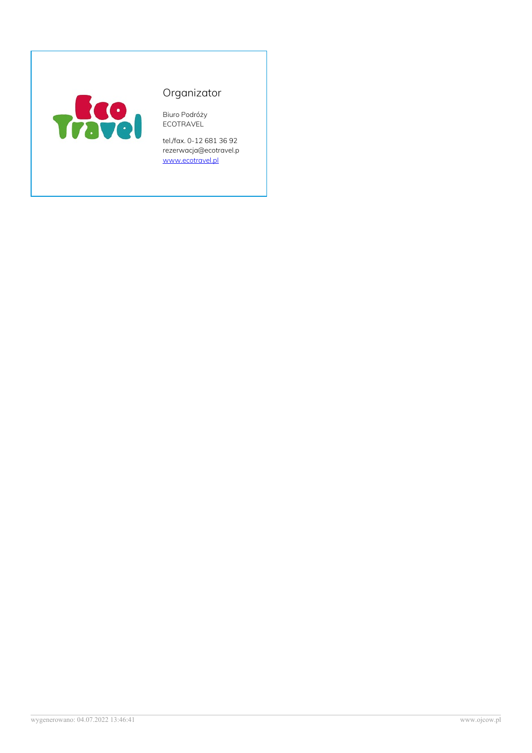## Organizator

Biuro Podróży
ECOTRAVEL

tel./fax. 0-12 681 36 92
rezerwacja@ecotravel.p
[www.ecotravel.pl](http://www.ecotravel.pl)